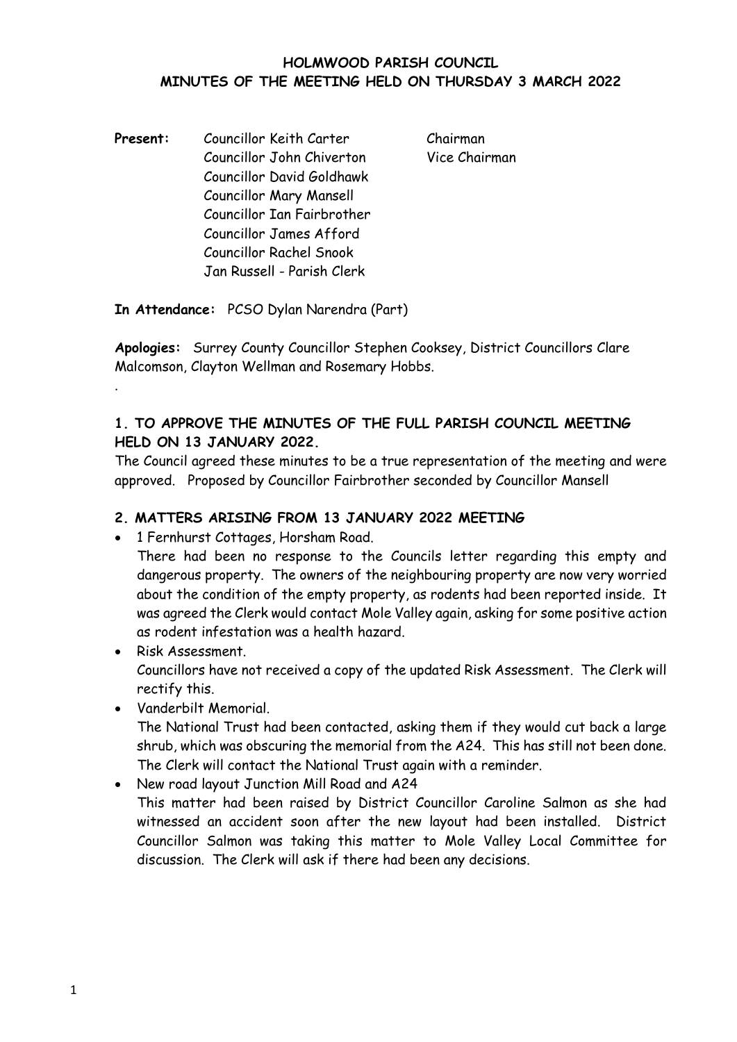# HOLMWOOD PARISH COUNCIL
## MINUTES OF THE MEETING HELD ON THURSDAY 3 MARCH 2022

**Present:** Councillor Keith Carter — Chairman
Councillor John Chiverton — Vice Chairman
Councillor David Goldhawk
Councillor Mary Mansell
Councillor Ian Fairbrother
Councillor James Afford
Councillor Rachel Snook
Jan Russell - Parish Clerk

**In Attendance:** PCSO Dylan Narendra (Part)

**Apologies:** Surrey County Councillor Stephen Cooksey, District Councillors Clare Malcomson, Clayton Wellman and Rosemary Hobbs.

.

### 1. TO APPROVE THE MINUTES OF THE FULL PARISH COUNCIL MEETING HELD ON 13 JANUARY 2022.

The Council agreed these minutes to be a true representation of the meeting and were approved. Proposed by Councillor Fairbrother seconded by Councillor Mansell

### 2. MATTERS ARISING FROM 13 JANUARY 2022 MEETING

- 1 Fernhurst Cottages, Horsham Road.
  There had been no response to the Councils letter regarding this empty and dangerous property. The owners of the neighbouring property are now very worried about the condition of the empty property, as rodents had been reported inside. It was agreed the Clerk would contact Mole Valley again, asking for some positive action as rodent infestation was a health hazard.
- Risk Assessment.
  Councillors have not received a copy of the updated Risk Assessment. The Clerk will rectify this.
- Vanderbilt Memorial.
  The National Trust had been contacted, asking them if they would cut back a large shrub, which was obscuring the memorial from the A24. This has still not been done. The Clerk will contact the National Trust again with a reminder.
- New road layout Junction Mill Road and A24
  This matter had been raised by District Councillor Caroline Salmon as she had witnessed an accident soon after the new layout had been installed. District Councillor Salmon was taking this matter to Mole Valley Local Committee for discussion. The Clerk will ask if there had been any decisions.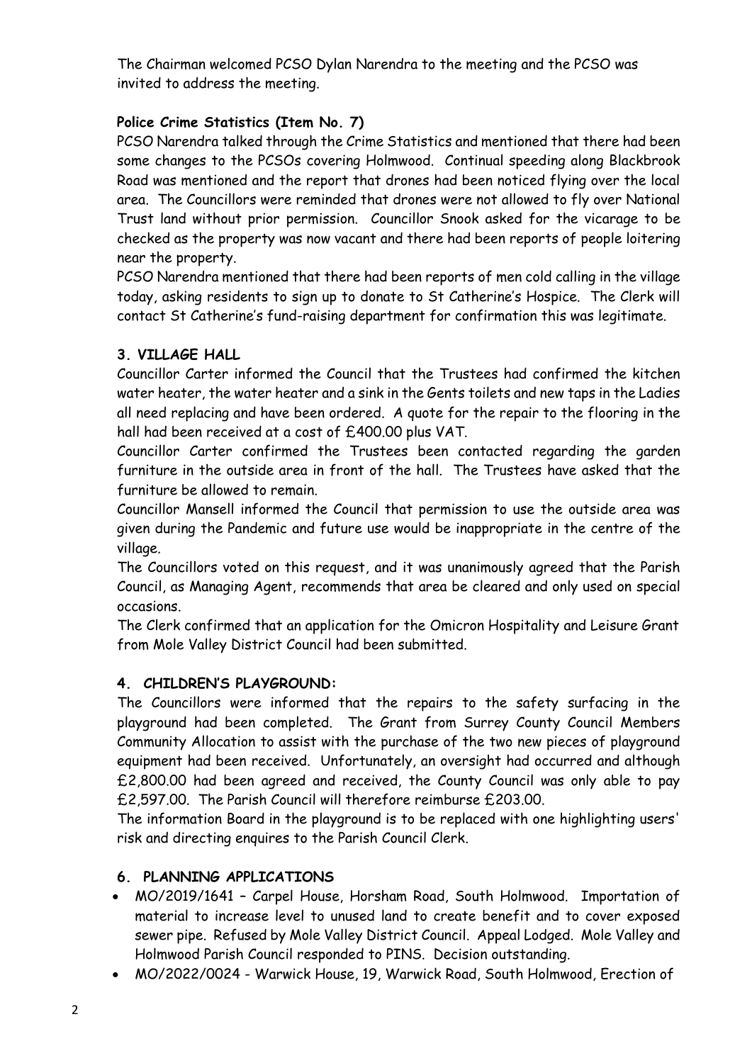The Chairman welcomed PCSO Dylan Narendra to the meeting and the PCSO was invited to address the meeting.

**Police Crime Statistics (Item No. 7)**

PCSO Narendra talked through the Crime Statistics and mentioned that there had been some changes to the PCSOs covering Holmwood. Continual speeding along Blackbrook Road was mentioned and the report that drones had been noticed flying over the local area. The Councillors were reminded that drones were not allowed to fly over National Trust land without prior permission. Councillor Snook asked for the vicarage to be checked as the property was now vacant and there had been reports of people loitering near the property.

PCSO Narendra mentioned that there had been reports of men cold calling in the village today, asking residents to sign up to donate to St Catherine's Hospice. The Clerk will contact St Catherine's fund-raising department for confirmation this was legitimate.

**3. VILLAGE HALL**

Councillor Carter informed the Council that the Trustees had confirmed the kitchen water heater, the water heater and a sink in the Gents toilets and new taps in the Ladies all need replacing and have been ordered. A quote for the repair to the flooring in the hall had been received at a cost of £400.00 plus VAT.

Councillor Carter confirmed the Trustees been contacted regarding the garden furniture in the outside area in front of the hall. The Trustees have asked that the furniture be allowed to remain.

Councillor Mansell informed the Council that permission to use the outside area was given during the Pandemic and future use would be inappropriate in the centre of the village.

The Councillors voted on this request, and it was unanimously agreed that the Parish Council, as Managing Agent, recommends that area be cleared and only used on special occasions.

The Clerk confirmed that an application for the Omicron Hospitality and Leisure Grant from Mole Valley District Council had been submitted.

**4. CHILDREN'S PLAYGROUND:**

The Councillors were informed that the repairs to the safety surfacing in the playground had been completed. The Grant from Surrey County Council Members Community Allocation to assist with the purchase of the two new pieces of playground equipment had been received. Unfortunately, an oversight had occurred and although £2,800.00 had been agreed and received, the County Council was only able to pay £2,597.00. The Parish Council will therefore reimburse £203.00.

The information Board in the playground is to be replaced with one highlighting users' risk and directing enquires to the Parish Council Clerk.

**6. PLANNING APPLICATIONS**

- MO/2019/1641 – Carpel House, Horsham Road, South Holmwood. Importation of material to increase level to unused land to create benefit and to cover exposed sewer pipe. Refused by Mole Valley District Council. Appeal Lodged. Mole Valley and Holmwood Parish Council responded to PINS. Decision outstanding.
- MO/2022/0024 - Warwick House, 19, Warwick Road, South Holmwood, Erection of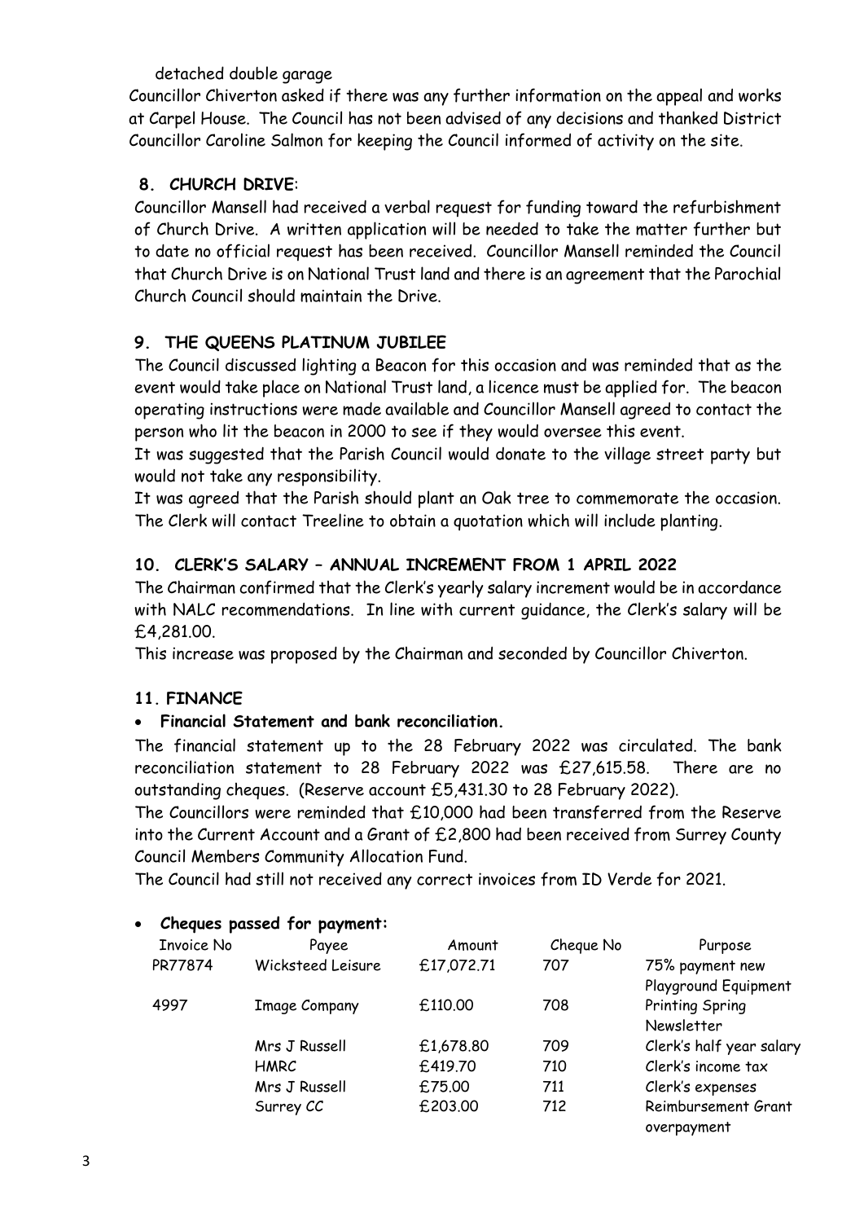detached double garage

Councillor Chiverton asked if there was any further information on the appeal and works at Carpel House. The Council has not been advised of any decisions and thanked District Councillor Caroline Salmon for keeping the Council informed of activity on the site.

## 8. CHURCH DRIVE:

Councillor Mansell had received a verbal request for funding toward the refurbishment of Church Drive. A written application will be needed to take the matter further but to date no official request has been received. Councillor Mansell reminded the Council that Church Drive is on National Trust land and there is an agreement that the Parochial Church Council should maintain the Drive.

## 9. THE QUEENS PLATINUM JUBILEE

The Council discussed lighting a Beacon for this occasion and was reminded that as the event would take place on National Trust land, a licence must be applied for. The beacon operating instructions were made available and Councillor Mansell agreed to contact the person who lit the beacon in 2000 to see if they would oversee this event.

It was suggested that the Parish Council would donate to the village street party but would not take any responsibility.

It was agreed that the Parish should plant an Oak tree to commemorate the occasion. The Clerk will contact Treeline to obtain a quotation which will include planting.

## 10. CLERK'S SALARY – ANNUAL INCREMENT FROM 1 APRIL 2022

The Chairman confirmed that the Clerk's yearly salary increment would be in accordance with NALC recommendations. In line with current guidance, the Clerk's salary will be £4,281.00.

This increase was proposed by the Chairman and seconded by Councillor Chiverton.

## 11. FINANCE

- **Financial Statement and bank reconciliation.**

The financial statement up to the 28 February 2022 was circulated. The bank reconciliation statement to 28 February 2022 was £27,615.58. There are no outstanding cheques. (Reserve account £5,431.30 to 28 February 2022).

The Councillors were reminded that £10,000 had been transferred from the Reserve into the Current Account and a Grant of £2,800 had been received from Surrey County Council Members Community Allocation Fund.

The Council had still not received any correct invoices from ID Verde for 2021.

- **Cheques passed for payment:**

| Invoice No | Payee | Amount | Cheque No | Purpose |
|---|---|---|---|---|
| PR77874 | Wicksteed Leisure | £17,072.71 | 707 | 75% payment new Playground Equipment |
| 4997 | Image Company | £110.00 | 708 | Printing Spring Newsletter |
| | Mrs J Russell | £1,678.80 | 709 | Clerk's half year salary |
| | HMRC | £419.70 | 710 | Clerk's income tax |
| | Mrs J Russell | £75.00 | 711 | Clerk's expenses |
| | Surrey CC | £203.00 | 712 | Reimbursement Grant overpayment |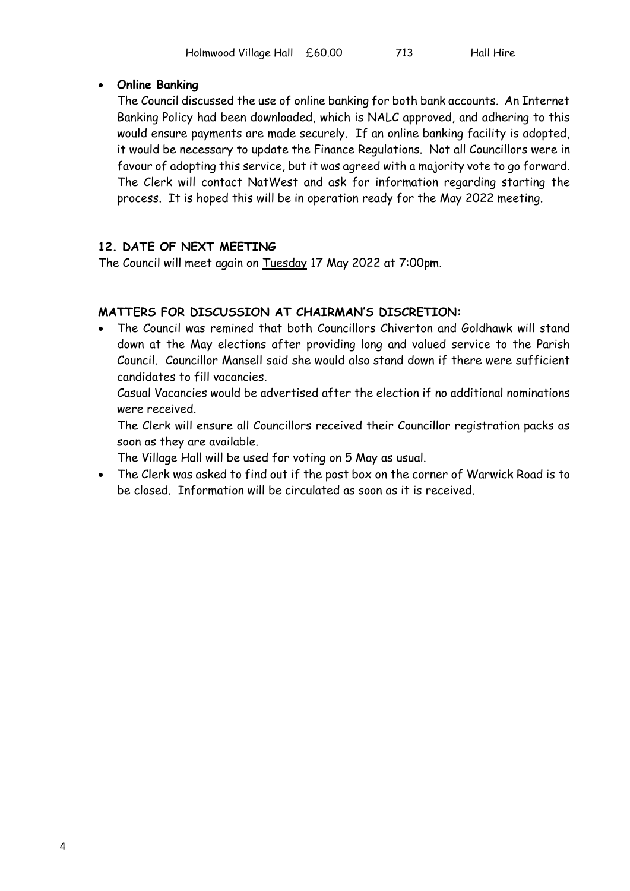| | | | |
|---|---|---|---|
| Holmwood Village Hall | £60.00 | 713 | Hall Hire |

- **Online Banking**

  The Council discussed the use of online banking for both bank accounts. An Internet Banking Policy had been downloaded, which is NALC approved, and adhering to this would ensure payments are made securely. If an online banking facility is adopted, it would be necessary to update the Finance Regulations. Not all Councillors were in favour of adopting this service, but it was agreed with a majority vote to go forward. The Clerk will contact NatWest and ask for information regarding starting the process. It is hoped this will be in operation ready for the May 2022 meeting.

### 12. DATE OF NEXT MEETING

The Council will meet again on Tuesday 17 May 2022 at 7:00pm.

### MATTERS FOR DISCUSSION AT CHAIRMAN'S DISCRETION:

- The Council was remined that both Councillors Chiverton and Goldhawk will stand down at the May elections after providing long and valued service to the Parish Council. Councillor Mansell said she would also stand down if there were sufficient candidates to fill vacancies.

  Casual Vacancies would be advertised after the election if no additional nominations were received.

  The Clerk will ensure all Councillors received their Councillor registration packs as soon as they are available.

  The Village Hall will be used for voting on 5 May as usual.
- The Clerk was asked to find out if the post box on the corner of Warwick Road is to be closed. Information will be circulated as soon as it is received.